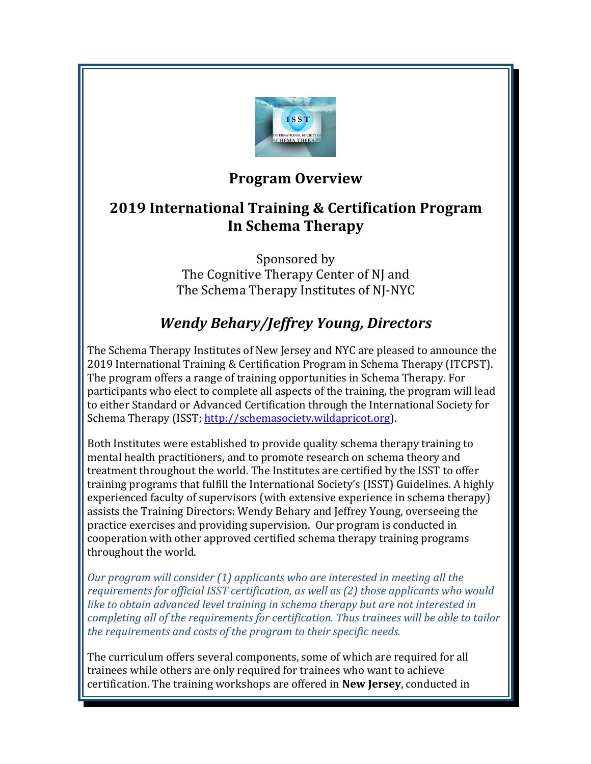## Program Overview

## 2019 International Training & Certification Program In Schema Therapy

Sponsored by
The Cognitive Therapy Center of NJ and
The Schema Therapy Institutes of NJ-NYC

### *Wendy Behary/Jeffrey Young, Directors*

The Schema Therapy Institutes of New Jersey and NYC are pleased to announce the 2019 International Training & Certification Program in Schema Therapy (ITCPST). The program offers a range of training opportunities in Schema Therapy. For participants who elect to complete all aspects of the training, the program will lead to either Standard or Advanced Certification through the International Society for Schema Therapy (ISST; http://schemasociety.wildapricot.org).

Both Institutes were established to provide quality schema therapy training to mental health practitioners, and to promote research on schema theory and treatment throughout the world. The Institutes are certified by the ISST to offer training programs that fulfill the International Society's (ISST) Guidelines. A highly experienced faculty of supervisors (with extensive experience in schema therapy) assists the Training Directors: Wendy Behary and Jeffrey Young, overseeing the practice exercises and providing supervision. Our program is conducted in cooperation with other approved certified schema therapy training programs throughout the world.

*Our program will consider (1) applicants who are interested in meeting all the requirements for official ISST certification, as well as (2) those applicants who would like to obtain advanced level training in schema therapy but are not interested in completing all of the requirements for certification. Thus trainees will be able to tailor the requirements and costs of the program to their specific needs.*

The curriculum offers several components, some of which are required for all trainees while others are only required for trainees who want to achieve certification. The training workshops are offered in **New Jersey**, conducted in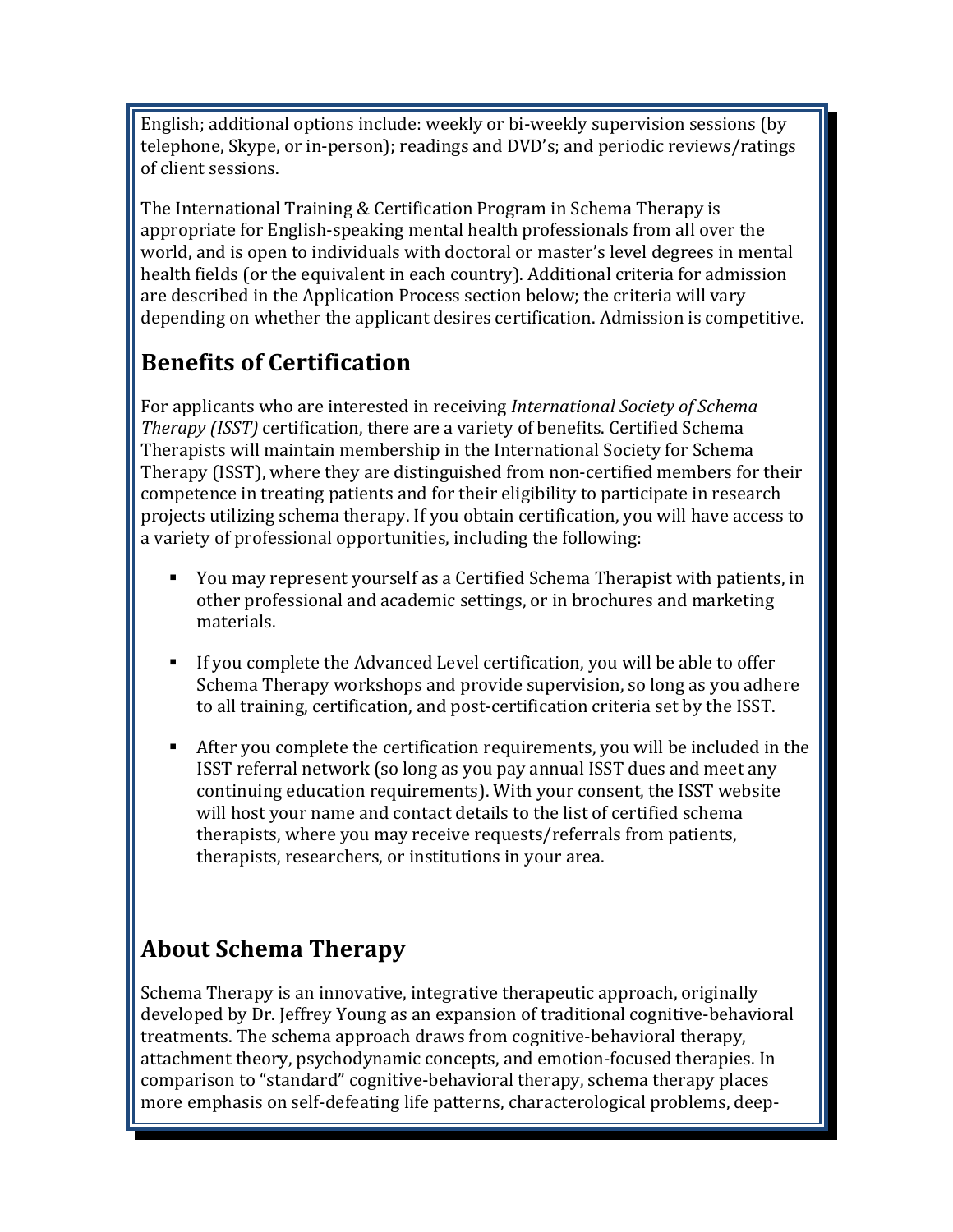English; additional options include: weekly or bi-weekly supervision sessions (by telephone, Skype, or in-person); readings and DVD's; and periodic reviews/ratings of client sessions.

The International Training & Certification Program in Schema Therapy is appropriate for English-speaking mental health professionals from all over the world, and is open to individuals with doctoral or master's level degrees in mental health fields (or the equivalent in each country). Additional criteria for admission are described in the Application Process section below; the criteria will vary depending on whether the applicant desires certification. Admission is competitive.

## Benefits of Certification

For applicants who are interested in receiving *International Society of Schema Therapy (ISST)* certification, there are a variety of benefits. Certified Schema Therapists will maintain membership in the International Society for Schema Therapy (ISST), where they are distinguished from non-certified members for their competence in treating patients and for their eligibility to participate in research projects utilizing schema therapy. If you obtain certification, you will have access to a variety of professional opportunities, including the following:

- You may represent yourself as a Certified Schema Therapist with patients, in other professional and academic settings, or in brochures and marketing materials.
- If you complete the Advanced Level certification, you will be able to offer Schema Therapy workshops and provide supervision, so long as you adhere to all training, certification, and post-certification criteria set by the ISST.
- After you complete the certification requirements, you will be included in the ISST referral network (so long as you pay annual ISST dues and meet any continuing education requirements). With your consent, the ISST website will host your name and contact details to the list of certified schema therapists, where you may receive requests/referrals from patients, therapists, researchers, or institutions in your area.

## About Schema Therapy

Schema Therapy is an innovative, integrative therapeutic approach, originally developed by Dr. Jeffrey Young as an expansion of traditional cognitive-behavioral treatments. The schema approach draws from cognitive-behavioral therapy, attachment theory, psychodynamic concepts, and emotion-focused therapies. In comparison to "standard" cognitive-behavioral therapy, schema therapy places more emphasis on self-defeating life patterns, characterological problems, deep-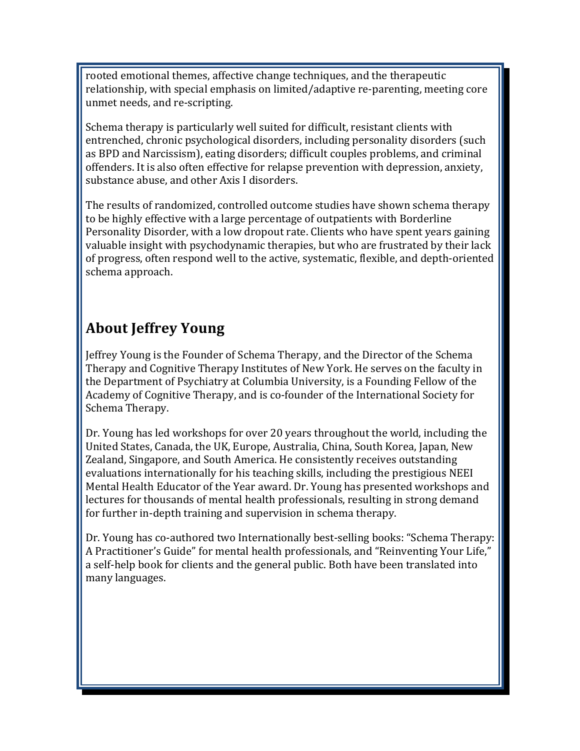rooted emotional themes, affective change techniques, and the therapeutic relationship, with special emphasis on limited/adaptive re-parenting, meeting core unmet needs, and re-scripting.

Schema therapy is particularly well suited for difficult, resistant clients with entrenched, chronic psychological disorders, including personality disorders (such as BPD and Narcissism), eating disorders; difficult couples problems, and criminal offenders. It is also often effective for relapse prevention with depression, anxiety, substance abuse, and other Axis I disorders.

The results of randomized, controlled outcome studies have shown schema therapy to be highly effective with a large percentage of outpatients with Borderline Personality Disorder, with a low dropout rate. Clients who have spent years gaining valuable insight with psychodynamic therapies, but who are frustrated by their lack of progress, often respond well to the active, systematic, flexible, and depth-oriented schema approach.

## About Jeffrey Young

Jeffrey Young is the Founder of Schema Therapy, and the Director of the Schema Therapy and Cognitive Therapy Institutes of New York. He serves on the faculty in the Department of Psychiatry at Columbia University, is a Founding Fellow of the Academy of Cognitive Therapy, and is co-founder of the International Society for Schema Therapy.

Dr. Young has led workshops for over 20 years throughout the world, including the United States, Canada, the UK, Europe, Australia, China, South Korea, Japan, New Zealand, Singapore, and South America. He consistently receives outstanding evaluations internationally for his teaching skills, including the prestigious NEEI Mental Health Educator of the Year award. Dr. Young has presented workshops and lectures for thousands of mental health professionals, resulting in strong demand for further in-depth training and supervision in schema therapy.

Dr. Young has co-authored two Internationally best-selling books: "Schema Therapy: A Practitioner's Guide" for mental health professionals, and "Reinventing Your Life," a self-help book for clients and the general public. Both have been translated into many languages.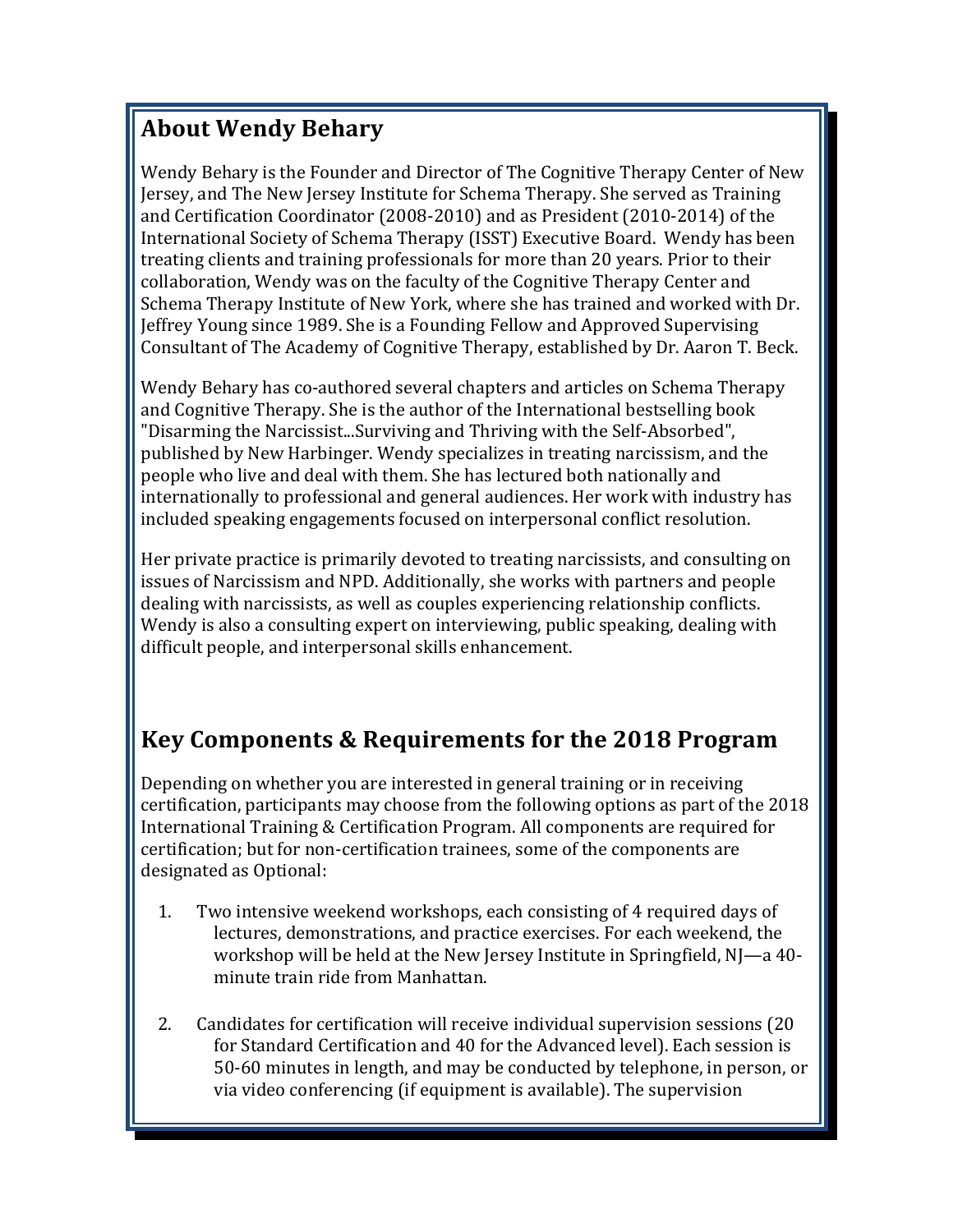## About Wendy Behary

Wendy Behary is the Founder and Director of The Cognitive Therapy Center of New Jersey, and The New Jersey Institute for Schema Therapy. She served as Training and Certification Coordinator (2008-2010) and as President (2010-2014) of the International Society of Schema Therapy (ISST) Executive Board. Wendy has been treating clients and training professionals for more than 20 years. Prior to their collaboration, Wendy was on the faculty of the Cognitive Therapy Center and Schema Therapy Institute of New York, where she has trained and worked with Dr. Jeffrey Young since 1989. She is a Founding Fellow and Approved Supervising Consultant of The Academy of Cognitive Therapy, established by Dr. Aaron T. Beck.

Wendy Behary has co-authored several chapters and articles on Schema Therapy and Cognitive Therapy. She is the author of the International bestselling book "Disarming the Narcissist...Surviving and Thriving with the Self-Absorbed", published by New Harbinger. Wendy specializes in treating narcissism, and the people who live and deal with them. She has lectured both nationally and internationally to professional and general audiences. Her work with industry has included speaking engagements focused on interpersonal conflict resolution.

Her private practice is primarily devoted to treating narcissists, and consulting on issues of Narcissism and NPD. Additionally, she works with partners and people dealing with narcissists, as well as couples experiencing relationship conflicts. Wendy is also a consulting expert on interviewing, public speaking, dealing with difficult people, and interpersonal skills enhancement.

## Key Components & Requirements for the 2018 Program

Depending on whether you are interested in general training or in receiving certification, participants may choose from the following options as part of the 2018 International Training & Certification Program. All components are required for certification; but for non-certification trainees, some of the components are designated as Optional:

1. Two intensive weekend workshops, each consisting of 4 required days of lectures, demonstrations, and practice exercises. For each weekend, the workshop will be held at the New Jersey Institute in Springfield, NJ—a 40-minute train ride from Manhattan.

2. Candidates for certification will receive individual supervision sessions (20 for Standard Certification and 40 for the Advanced level). Each session is 50-60 minutes in length, and may be conducted by telephone, in person, or via video conferencing (if equipment is available). The supervision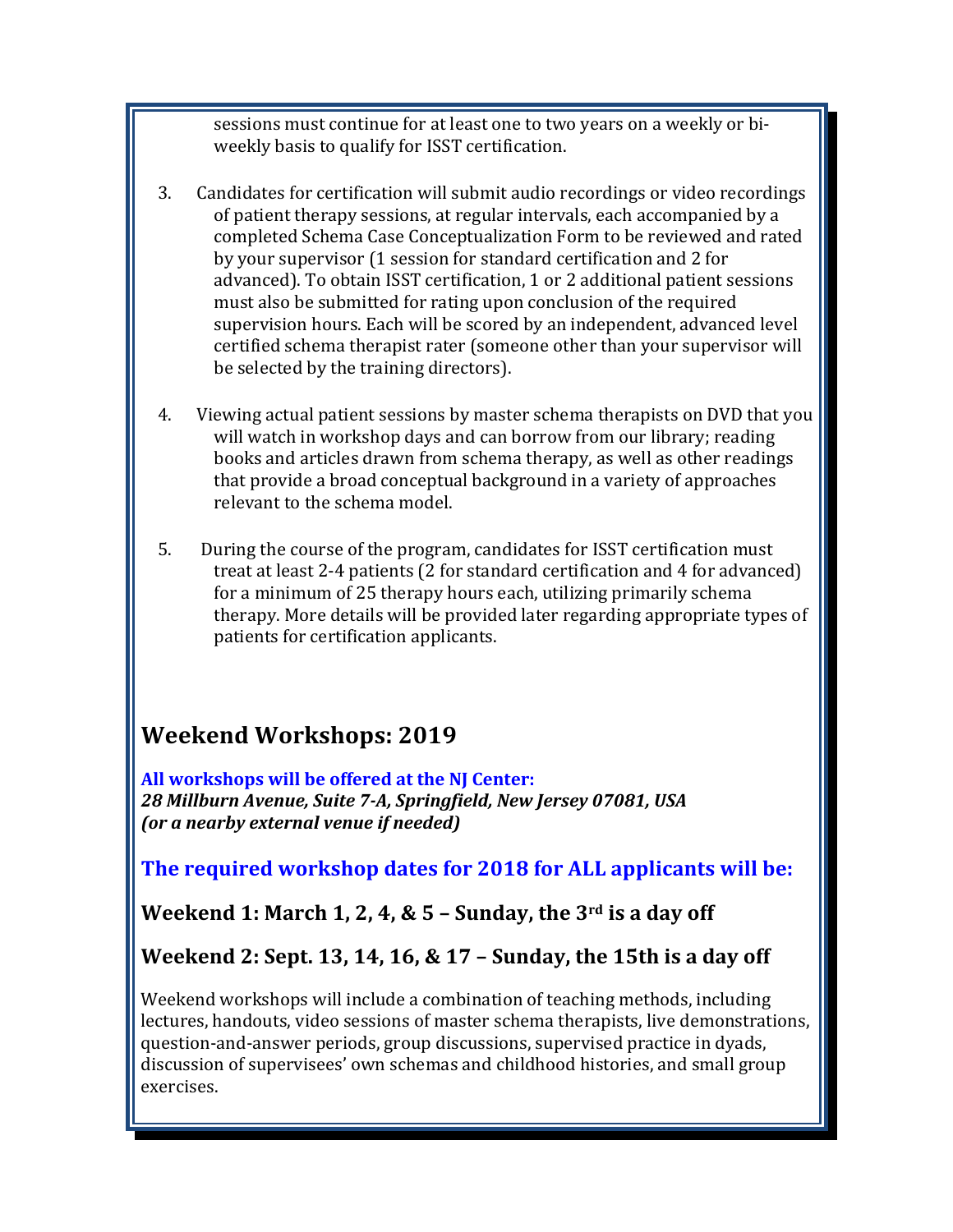sessions must continue for at least one to two years on a weekly or bi-weekly basis to qualify for ISST certification.

3. Candidates for certification will submit audio recordings or video recordings of patient therapy sessions, at regular intervals, each accompanied by a completed Schema Case Conceptualization Form to be reviewed and rated by your supervisor (1 session for standard certification and 2 for advanced). To obtain ISST certification, 1 or 2 additional patient sessions must also be submitted for rating upon conclusion of the required supervision hours. Each will be scored by an independent, advanced level certified schema therapist rater (someone other than your supervisor will be selected by the training directors).

4. Viewing actual patient sessions by master schema therapists on DVD that you will watch in workshop days and can borrow from our library; reading books and articles drawn from schema therapy, as well as other readings that provide a broad conceptual background in a variety of approaches relevant to the schema model.

5. During the course of the program, candidates for ISST certification must treat at least 2-4 patients (2 for standard certification and 4 for advanced) for a minimum of 25 therapy hours each, utilizing primarily schema therapy. More details will be provided later regarding appropriate types of patients for certification applicants.

## Weekend Workshops: 2019

**All workshops will be offered at the NJ Center:**
***28 Millburn Avenue, Suite 7-A, Springfield, New Jersey 07081, USA***
***(or a nearby external venue if needed)***

### The required workshop dates for 2018 for ALL applicants will be:

### Weekend 1: March 1, 2, 4, & 5 – Sunday, the 3rd is a day off

### Weekend 2: Sept. 13, 14, 16, & 17 – Sunday, the 15th is a day off

Weekend workshops will include a combination of teaching methods, including lectures, handouts, video sessions of master schema therapists, live demonstrations, question-and-answer periods, group discussions, supervised practice in dyads, discussion of supervisees' own schemas and childhood histories, and small group exercises.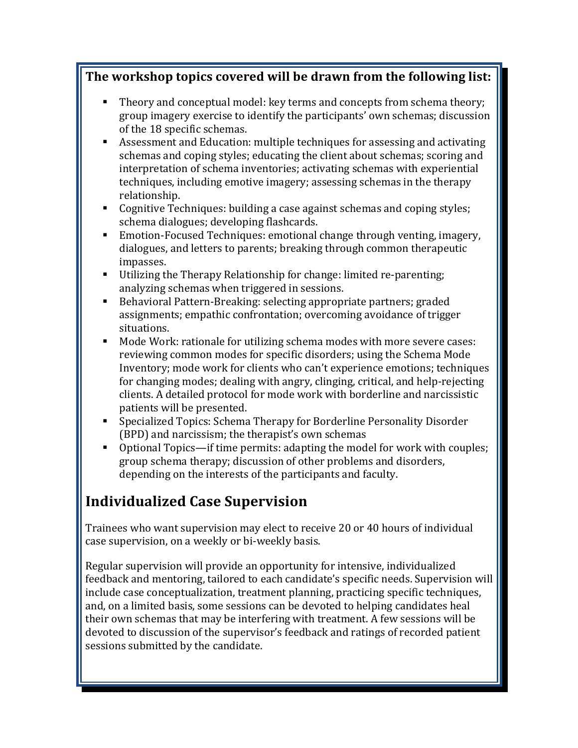**The workshop topics covered will be drawn from the following list:**

- Theory and conceptual model: key terms and concepts from schema theory; group imagery exercise to identify the participants' own schemas; discussion of the 18 specific schemas.
- Assessment and Education: multiple techniques for assessing and activating schemas and coping styles; educating the client about schemas; scoring and interpretation of schema inventories; activating schemas with experiential techniques, including emotive imagery; assessing schemas in the therapy relationship.
- Cognitive Techniques: building a case against schemas and coping styles; schema dialogues; developing flashcards.
- Emotion-Focused Techniques: emotional change through venting, imagery, dialogues, and letters to parents; breaking through common therapeutic impasses.
- Utilizing the Therapy Relationship for change: limited re-parenting; analyzing schemas when triggered in sessions.
- Behavioral Pattern-Breaking: selecting appropriate partners; graded assignments; empathic confrontation; overcoming avoidance of trigger situations.
- Mode Work: rationale for utilizing schema modes with more severe cases: reviewing common modes for specific disorders; using the Schema Mode Inventory; mode work for clients who can't experience emotions; techniques for changing modes; dealing with angry, clinging, critical, and help-rejecting clients. A detailed protocol for mode work with borderline and narcissistic patients will be presented.
- Specialized Topics: Schema Therapy for Borderline Personality Disorder (BPD) and narcissism; the therapist's own schemas
- Optional Topics—if time permits: adapting the model for work with couples; group schema therapy; discussion of other problems and disorders, depending on the interests of the participants and faculty.

## Individualized Case Supervision

Trainees who want supervision may elect to receive 20 or 40 hours of individual case supervision, on a weekly or bi-weekly basis.

Regular supervision will provide an opportunity for intensive, individualized feedback and mentoring, tailored to each candidate's specific needs. Supervision will include case conceptualization, treatment planning, practicing specific techniques, and, on a limited basis, some sessions can be devoted to helping candidates heal their own schemas that may be interfering with treatment. A few sessions will be devoted to discussion of the supervisor's feedback and ratings of recorded patient sessions submitted by the candidate.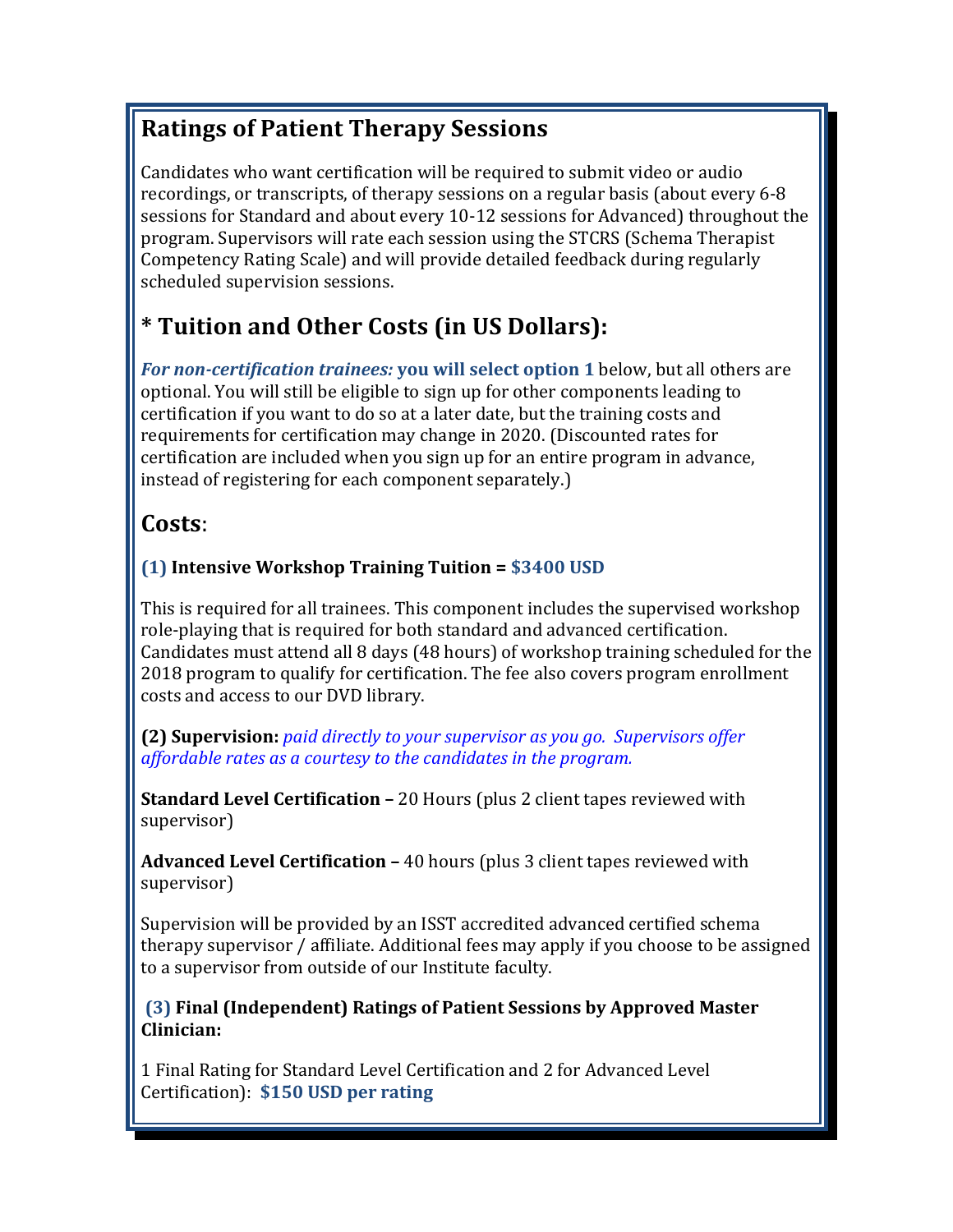## Ratings of Patient Therapy Sessions

Candidates who want certification will be required to submit video or audio recordings, or transcripts, of therapy sessions on a regular basis (about every 6-8 sessions for Standard and about every 10-12 sessions for Advanced) throughout the program. Supervisors will rate each session using the STCRS (Schema Therapist Competency Rating Scale) and will provide detailed feedback during regularly scheduled supervision sessions.

## * Tuition and Other Costs (in US Dollars):

***For non-certification trainees:*** **you will select option 1** below, but all others are optional. You will still be eligible to sign up for other components leading to certification if you want to do so at a later date, but the training costs and requirements for certification may change in 2020. (Discounted rates for certification are included when you sign up for an entire program in advance, instead of registering for each component separately.)

## Costs:

**(1) Intensive Workshop Training Tuition = $3400 USD**

This is required for all trainees. This component includes the supervised workshop role-playing that is required for both standard and advanced certification. Candidates must attend all 8 days (48 hours) of workshop training scheduled for the 2018 program to qualify for certification. The fee also covers program enrollment costs and access to our DVD library.

**(2) Supervision:** *paid directly to your supervisor as you go. Supervisors offer affordable rates as a courtesy to the candidates in the program.*

**Standard Level Certification –** 20 Hours (plus 2 client tapes reviewed with supervisor)

**Advanced Level Certification –** 40 hours (plus 3 client tapes reviewed with supervisor)

Supervision will be provided by an ISST accredited advanced certified schema therapy supervisor / affiliate. Additional fees may apply if you choose to be assigned to a supervisor from outside of our Institute faculty.

**(3) Final (Independent) Ratings of Patient Sessions by Approved Master Clinician:**

1 Final Rating for Standard Level Certification and 2 for Advanced Level Certification): **$150 USD per rating**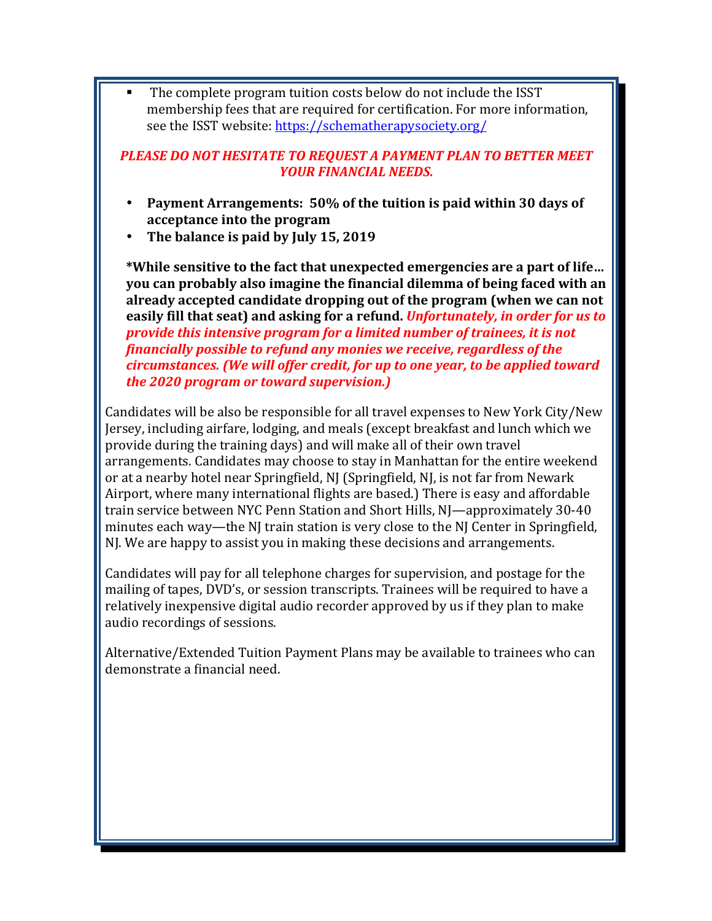- The complete program tuition costs below do not include the ISST membership fees that are required for certification. For more information, see the ISST website: [https://schematherapysociety.org/](https://schematherapysociety.org/)

***PLEASE DO NOT HESITATE TO REQUEST A PAYMENT PLAN TO BETTER MEET YOUR FINANCIAL NEEDS.***

- **Payment Arrangements: 50% of the tuition is paid within 30 days of acceptance into the program**
- **The balance is paid by July 15, 2019**

**\*While sensitive to the fact that unexpected emergencies are a part of life… you can probably also imagine the financial dilemma of being faced with an already accepted candidate dropping out of the program (when we can not easily fill that seat) and asking for a refund.** ***Unfortunately, in order for us to provide this intensive program for a limited number of trainees, it is not financially possible to refund any monies we receive, regardless of the circumstances. (We will offer credit, for up to one year, to be applied toward the 2020 program or toward supervision.)***

Candidates will be also be responsible for all travel expenses to New York City/New Jersey, including airfare, lodging, and meals (except breakfast and lunch which we provide during the training days) and will make all of their own travel arrangements. Candidates may choose to stay in Manhattan for the entire weekend or at a nearby hotel near Springfield, NJ (Springfield, NJ, is not far from Newark Airport, where many international flights are based.) There is easy and affordable train service between NYC Penn Station and Short Hills, NJ—approximately 30-40 minutes each way—the NJ train station is very close to the NJ Center in Springfield, NJ. We are happy to assist you in making these decisions and arrangements.

Candidates will pay for all telephone charges for supervision, and postage for the mailing of tapes, DVD's, or session transcripts. Trainees will be required to have a relatively inexpensive digital audio recorder approved by us if they plan to make audio recordings of sessions.

Alternative/Extended Tuition Payment Plans may be available to trainees who can demonstrate a financial need.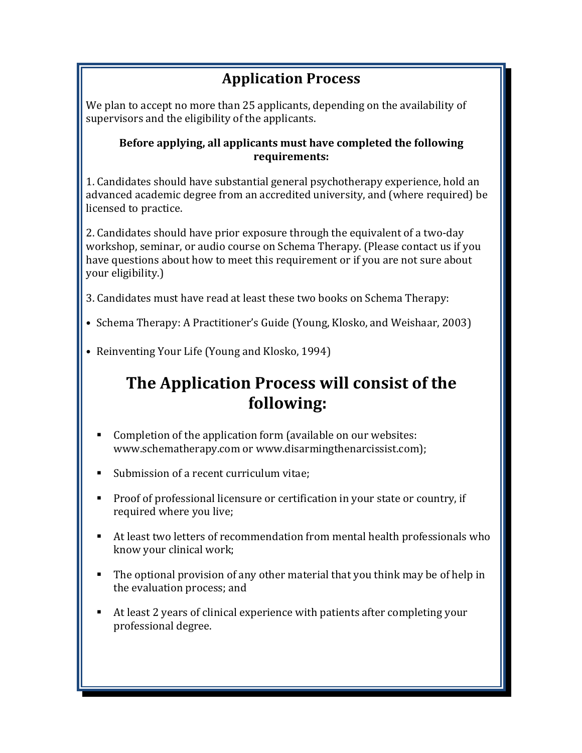## Application Process

We plan to accept no more than 25 applicants, depending on the availability of supervisors and the eligibility of the applicants.

**Before applying, all applicants must have completed the following requirements:**

1. Candidates should have substantial general psychotherapy experience, hold an advanced academic degree from an accredited university, and (where required) be licensed to practice.

2. Candidates should have prior exposure through the equivalent of a two-day workshop, seminar, or audio course on Schema Therapy. (Please contact us if you have questions about how to meet this requirement or if you are not sure about your eligibility.)

3. Candidates must have read at least these two books on Schema Therapy:

- Schema Therapy: A Practitioner's Guide (Young, Klosko, and Weishaar, 2003)
- Reinventing Your Life (Young and Klosko, 1994)

## The Application Process will consist of the following:

- Completion of the application form (available on our websites: www.schematherapy.com or www.disarmingthenarcissist.com);
- Submission of a recent curriculum vitae;
- Proof of professional licensure or certification in your state or country, if required where you live;
- At least two letters of recommendation from mental health professionals who know your clinical work;
- The optional provision of any other material that you think may be of help in the evaluation process; and
- At least 2 years of clinical experience with patients after completing your professional degree.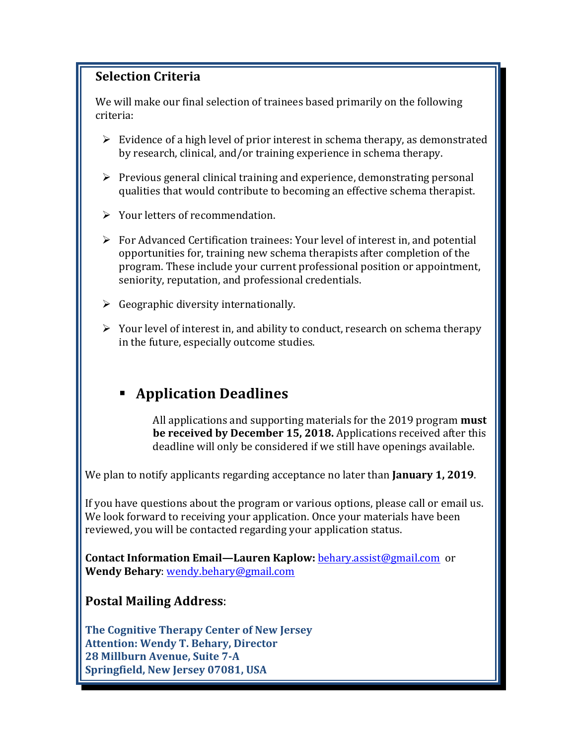## Selection Criteria

We will make our final selection of trainees based primarily on the following criteria:

- Evidence of a high level of prior interest in schema therapy, as demonstrated by research, clinical, and/or training experience in schema therapy.
- Previous general clinical training and experience, demonstrating personal qualities that would contribute to becoming an effective schema therapist.
- Your letters of recommendation.
- For Advanced Certification trainees: Your level of interest in, and potential opportunities for, training new schema therapists after completion of the program. These include your current professional position or appointment, seniority, reputation, and professional credentials.
- Geographic diversity internationally.
- Your level of interest in, and ability to conduct, research on schema therapy in the future, especially outcome studies.

## Application Deadlines

All applications and supporting materials for the 2019 program **must be received by December 15, 2018.** Applications received after this deadline will only be considered if we still have openings available.

We plan to notify applicants regarding acceptance no later than **January 1, 2019**.

If you have questions about the program or various options, please call or email us. We look forward to receiving your application. Once your materials have been reviewed, you will be contacted regarding your application status.

**Contact Information Email—Lauren Kaplow:** behary.assist@gmail.com or **Wendy Behary**: wendy.behary@gmail.com

### Postal Mailing Address:

**The Cognitive Therapy Center of New Jersey**
**Attention: Wendy T. Behary, Director**
**28 Millburn Avenue, Suite 7-A**
**Springfield, New Jersey 07081, USA**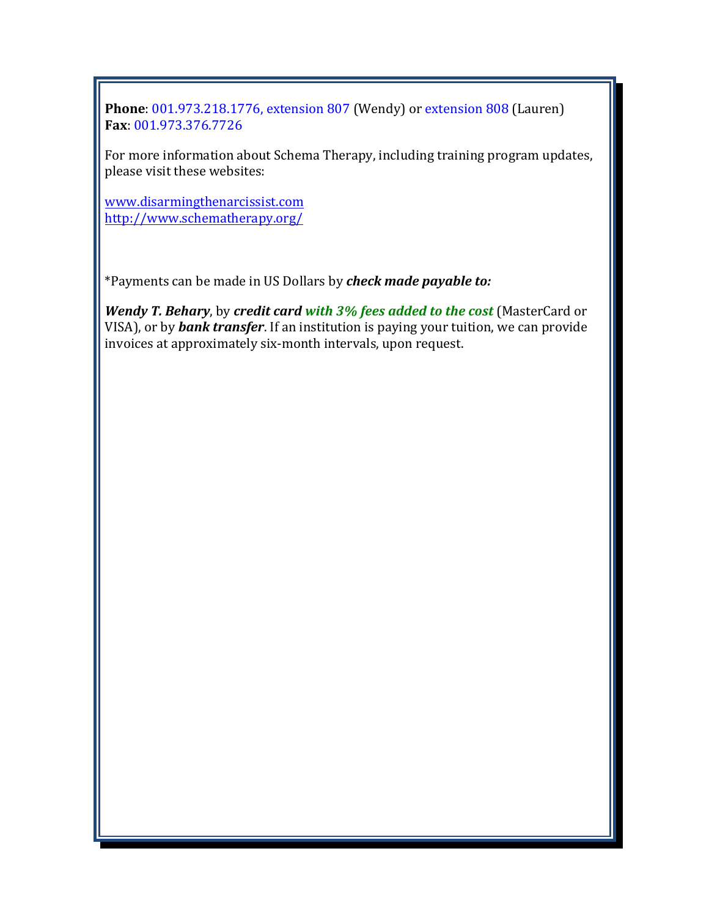**Phone**: 001.973.218.1776, extension 807 (Wendy) or extension 808 (Lauren)
**Fax**: 001.973.376.7726

For more information about Schema Therapy, including training program updates, please visit these websites:

www.disarmingthenarcissist.com
http://www.schematherapy.org/

*Payments can be made in US Dollars by ***check made payable to:***

***Wendy T. Behary***, by ***credit card with 3% fees added to the cost*** (MasterCard or VISA), or by ***bank transfer***. If an institution is paying your tuition, we can provide invoices at approximately six-month intervals, upon request.